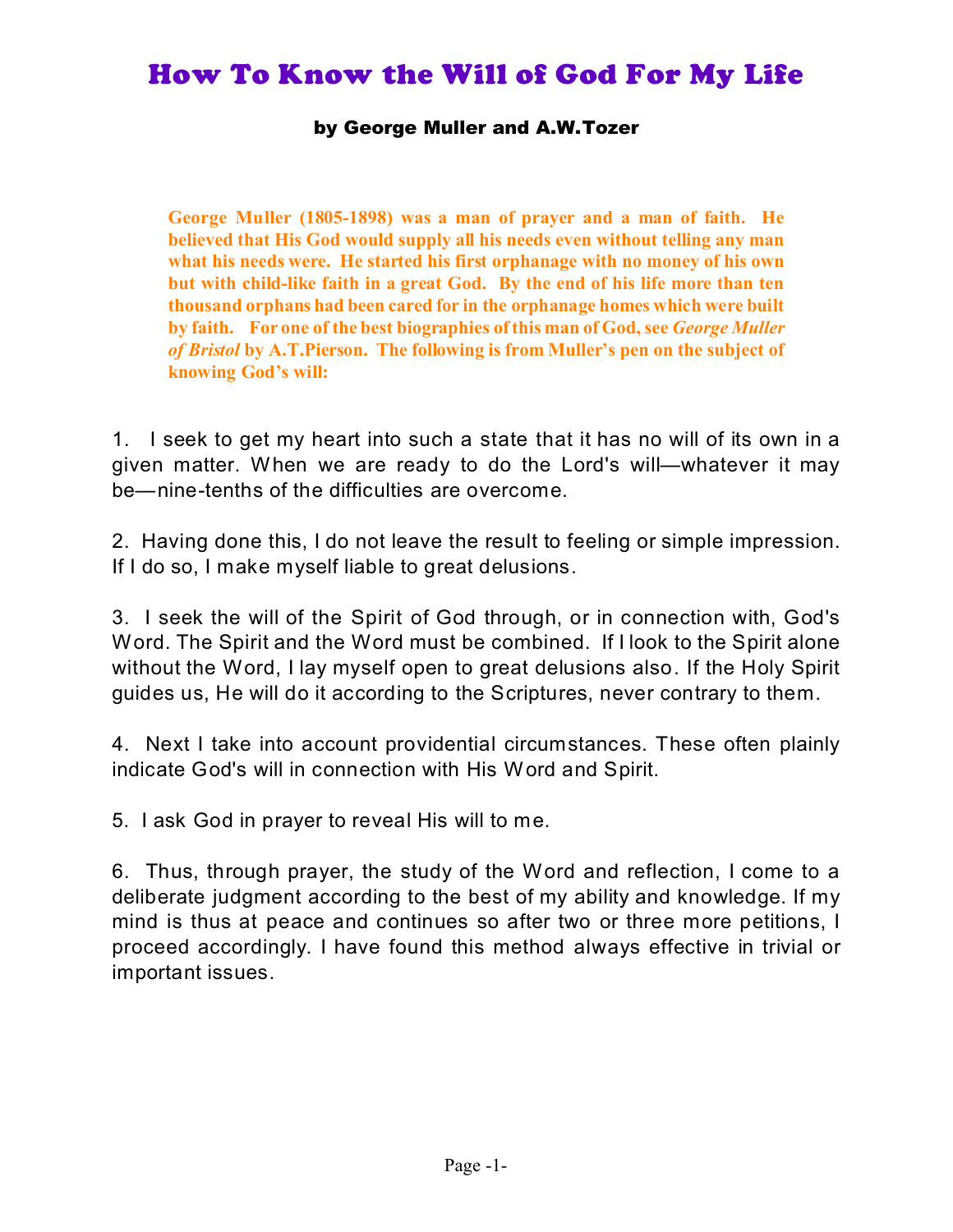# How To Know the Will of God For My Life

### by George Muller and A.W.Tozer

**George Muller (1805-1898) was a man of prayer and a man of faith. He believed that His God would supply all his needs even without telling any man what his needs were. He started his first orphanage with no money of his own but with child-like faith in a great God. By the end of his life more than ten thousand orphans had been cared for in the orphanage homes which were built by faith. For one of the best biographies of this man of God, see *George Muller of Bristol* by A.T.Pierson. The following is from Muller's pen on the subject of knowing God's will:**

1. I seek to get my heart into such a state that it has no will of its own in a given matter. When we are ready to do the Lord's will—whatever it may be— nine-tenths of the difficulties are overcome.

2. Having done this, I do not leave the result to feeling or simple impression. If I do so, I make myself liable to great delusions.

3. I seek the will of the Spirit of God through, or in connection with, God's Word. The Spirit and the Word must be combined. If I look to the Spirit alone without the Word, I lay myself open to great delusions also. If the Holy Spirit guides us, He will do it according to the Scriptures, never contrary to them.

4. Next I take into account providential circumstances. These often plainly indicate God's will in connection with His Word and Spirit.

5. I ask God in prayer to reveal His will to me.

6. Thus, through prayer, the study of the Word and reflection, I come to a deliberate judgment according to the best of my ability and knowledge. If my mind is thus at peace and continues so after two or three more petitions, I proceed accordingly. I have found this method always effective in trivial or important issues.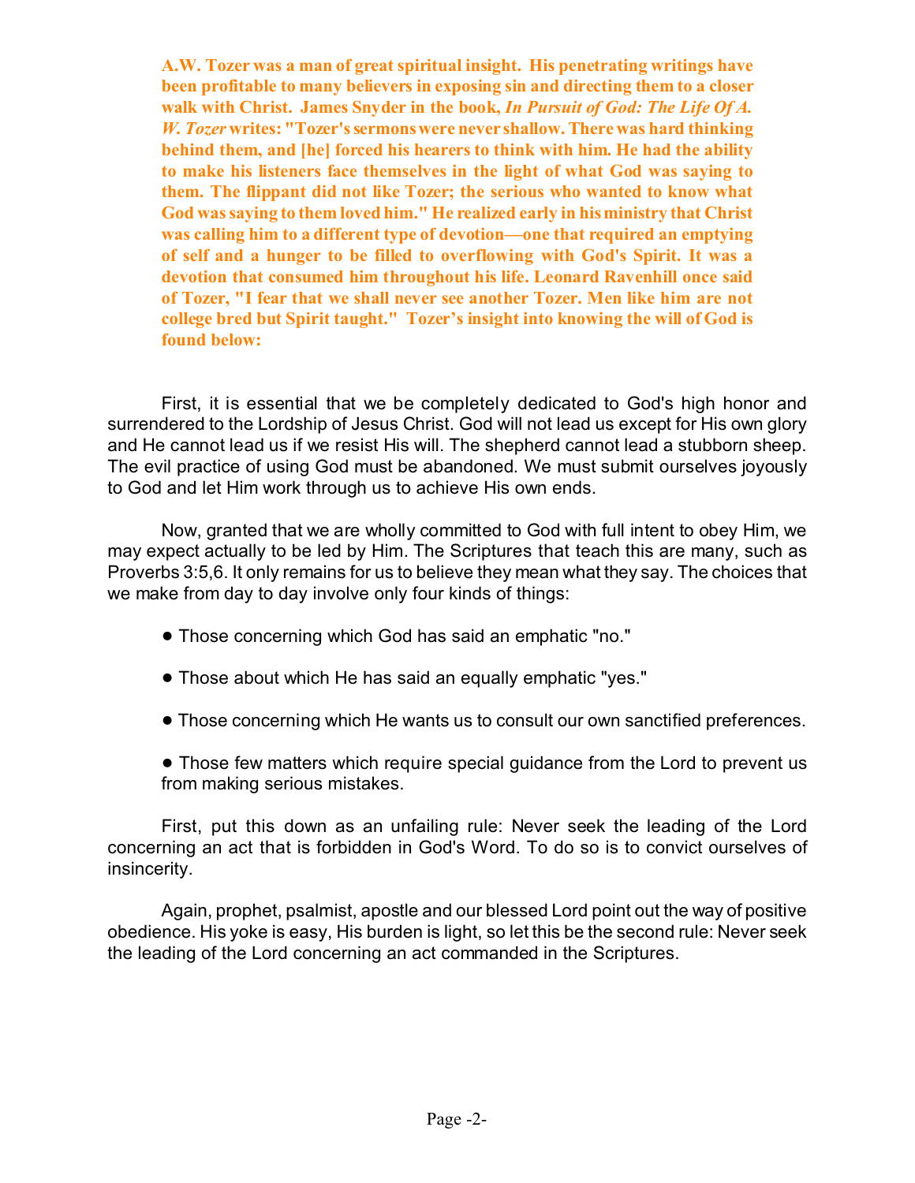**A.W. Tozer was a man of great spiritual insight. His penetrating writings have been profitable to many believers in exposing sin and directing them to a closer walk with Christ. James Snyder in the book, *In Pursuit of God: The Life Of A. W. Tozer* writes: "Tozer's sermons were never shallow. There was hard thinking behind them, and [he] forced his hearers to think with him. He had the ability to make his listeners face themselves in the light of what God was saying to them. The flippant did not like Tozer; the serious who wanted to know what God was saying to them loved him." He realized early in his ministry that Christ was calling him to a different type of devotion—one that required an emptying of self and a hunger to be filled to overflowing with God's Spirit. It was a devotion that consumed him throughout his life. Leonard Ravenhill once said of Tozer, "I fear that we shall never see another Tozer. Men like him are not college bred but Spirit taught." Tozer's insight into knowing the will of God is found below:**

First, it is essential that we be completely dedicated to God's high honor and surrendered to the Lordship of Jesus Christ. God will not lead us except for His own glory and He cannot lead us if we resist His will. The shepherd cannot lead a stubborn sheep. The evil practice of using God must be abandoned. We must submit ourselves joyously to God and let Him work through us to achieve His own ends.

Now, granted that we are wholly committed to God with full intent to obey Him, we may expect actually to be led by Him. The Scriptures that teach this are many, such as Proverbs 3:5,6. It only remains for us to believe they mean what they say. The choices that we make from day to day involve only four kinds of things:

- Those concerning which God has said an emphatic "no."
- Those about which He has said an equally emphatic "yes."
- Those concerning which He wants us to consult our own sanctified preferences.
- Those few matters which require special guidance from the Lord to prevent us from making serious mistakes.

First, put this down as an unfailing rule: Never seek the leading of the Lord concerning an act that is forbidden in God's Word. To do so is to convict ourselves of insincerity.

Again, prophet, psalmist, apostle and our blessed Lord point out the way of positive obedience. His yoke is easy, His burden is light, so let this be the second rule: Never seek the leading of the Lord concerning an act commanded in the Scriptures.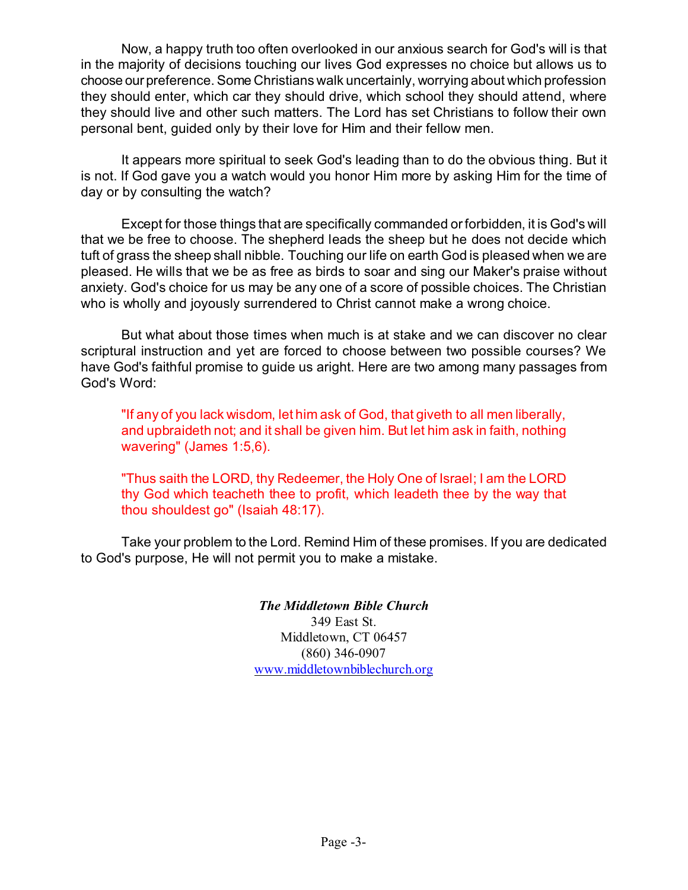Now, a happy truth too often overlooked in our anxious search for God's will is that in the majority of decisions touching our lives God expresses no choice but allows us to choose our preference. Some Christians walk uncertainly, worrying about which profession they should enter, which car they should drive, which school they should attend, where they should live and other such matters. The Lord has set Christians to follow their own personal bent, guided only by their love for Him and their fellow men.

It appears more spiritual to seek God's leading than to do the obvious thing. But it is not. If God gave you a watch would you honor Him more by asking Him for the time of day or by consulting the watch?

Except for those things that are specifically commanded or forbidden, it is God's will that we be free to choose. The shepherd leads the sheep but he does not decide which tuft of grass the sheep shall nibble. Touching our life on earth God is pleased when we are pleased. He wills that we be as free as birds to soar and sing our Maker's praise without anxiety. God's choice for us may be any one of a score of possible choices. The Christian who is wholly and joyously surrendered to Christ cannot make a wrong choice.

But what about those times when much is at stake and we can discover no clear scriptural instruction and yet are forced to choose between two possible courses? We have God's faithful promise to guide us aright. Here are two among many passages from God's Word:

> "If any of you lack wisdom, let him ask of God, that giveth to all men liberally, and upbraideth not; and it shall be given him. But let him ask in faith, nothing wavering" (James 1:5,6).
>
> "Thus saith the LORD, thy Redeemer, the Holy One of Israel; I am the LORD thy God which teacheth thee to profit, which leadeth thee by the way that thou shouldest go" (Isaiah 48:17).

Take your problem to the Lord. Remind Him of these promises. If you are dedicated to God's purpose, He will not permit you to make a mistake.

***The Middletown Bible Church***
349 East St.
Middletown, CT 06457
(860) 346-0907
www.middletownbiblechurch.org